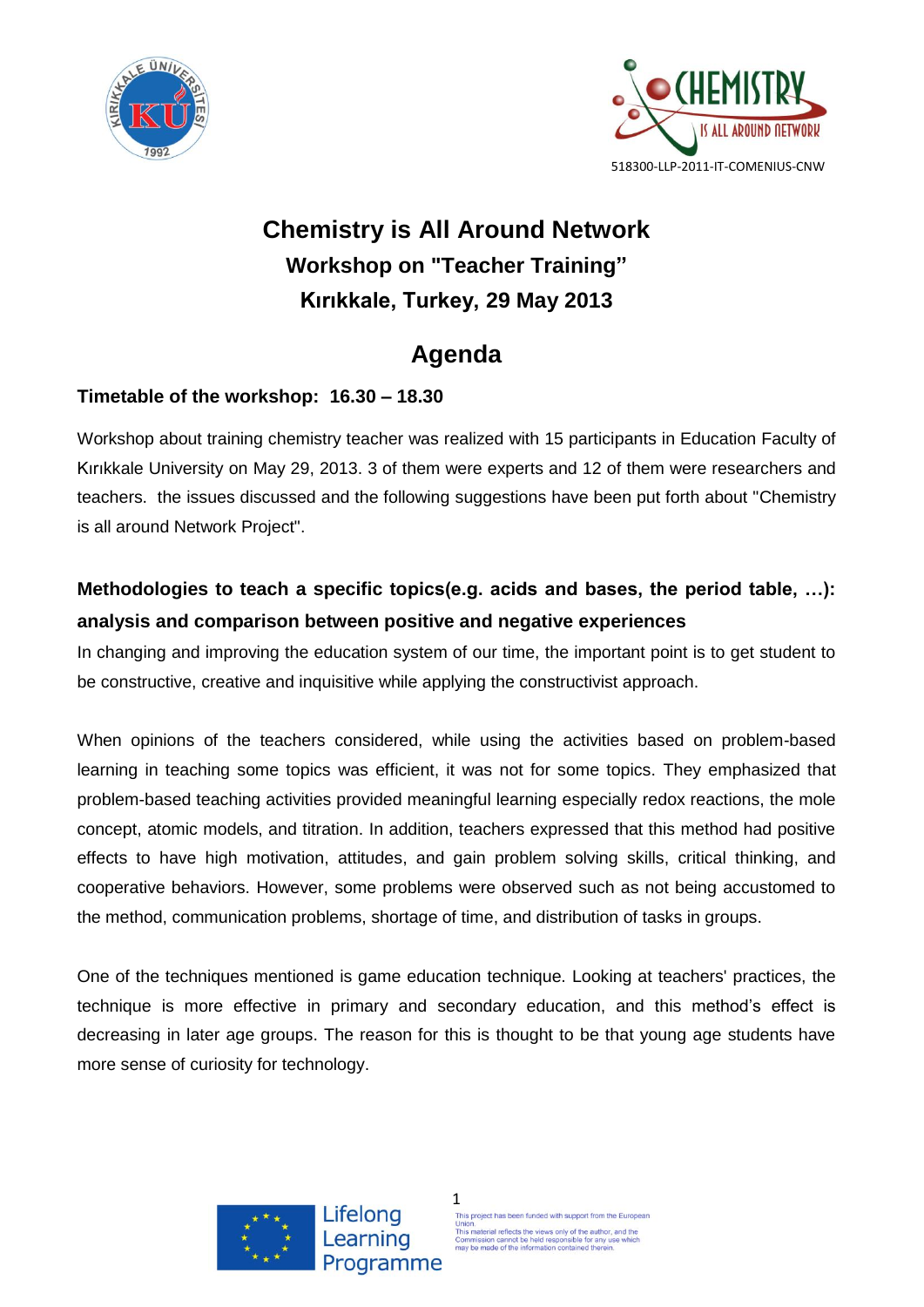518300-LLP-2011-IT-COMENIUS-CNW

# Chemistry is All Around Network

## Workshop on "Teacher Training"

## Kırıkkale, Turkey, 29 May 2013

## Agenda

**Timetable of the workshop: 16.30 – 18.30**

Workshop about training chemistry teacher was realized with 15 participants in Education Faculty of Kırıkkale University on May 29, 2013. 3 of them were experts and 12 of them were researchers and teachers. the issues discussed and the following suggestions have been put forth about "Chemistry is all around Network Project".

### Methodologies to teach a specific topics(e.g. acids and bases, the period table, …): analysis and comparison between positive and negative experiences

In changing and improving the education system of our time, the important point is to get student to be constructive, creative and inquisitive while applying the constructivist approach.

When opinions of the teachers considered, while using the activities based on problem-based learning in teaching some topics was efficient, it was not for some topics. They emphasized that problem-based teaching activities provided meaningful learning especially redox reactions, the mole concept, atomic models, and titration. In addition, teachers expressed that this method had positive effects to have high motivation, attitudes, and gain problem solving skills, critical thinking, and cooperative behaviors. However, some problems were observed such as not being accustomed to the method, communication problems, shortage of time, and distribution of tasks in groups.

One of the techniques mentioned is game education technique. Looking at teachers' practices, the technique is more effective in primary and secondary education, and this method's effect is decreasing in later age groups. The reason for this is thought to be that young age students have more sense of curiosity for technology.

This project has been funded with support from the European Union.
This material reflects the views only of the author, and the Commission cannot be held responsible for any use which may be made of the information contained therein.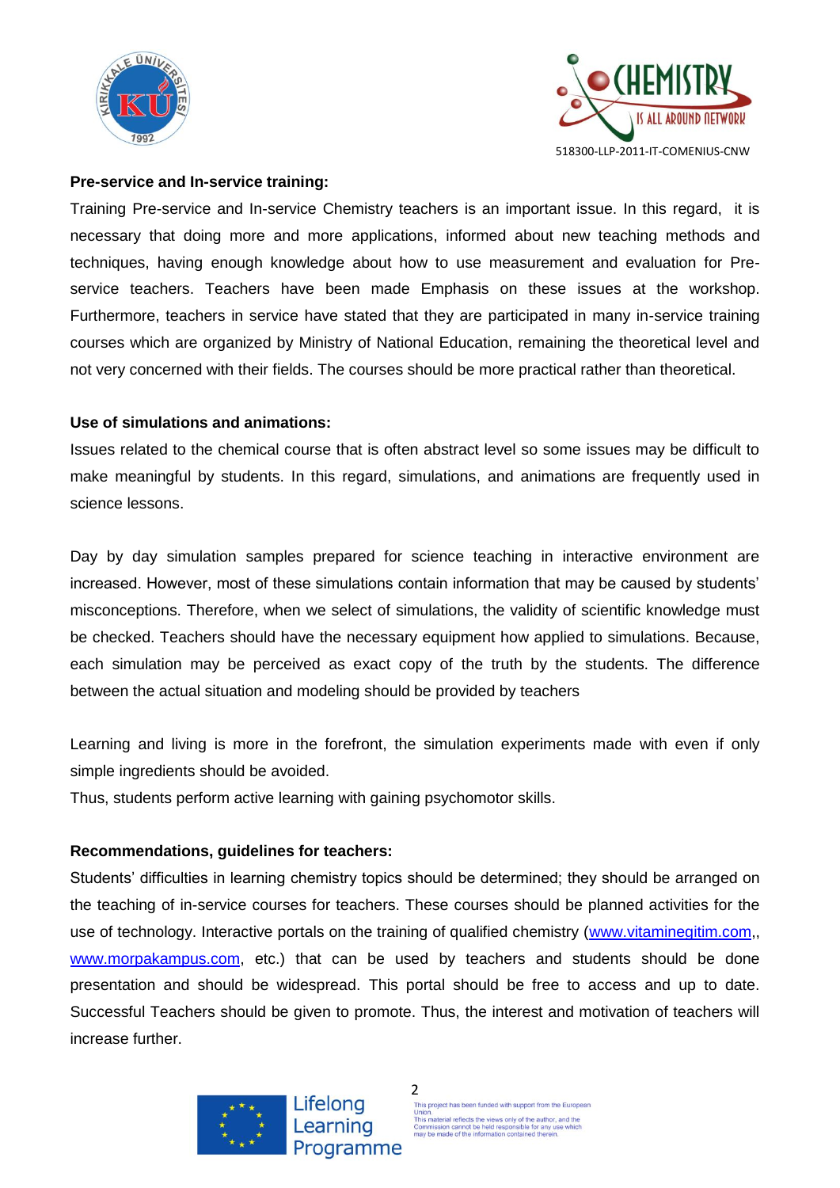**Pre-service and In-service training:**

Training Pre-service and In-service Chemistry teachers is an important issue. In this regard, it is necessary that doing more and more applications, informed about new teaching methods and techniques, having enough knowledge about how to use measurement and evaluation for Pre-service teachers. Teachers have been made Emphasis on these issues at the workshop. Furthermore, teachers in service have stated that they are participated in many in-service training courses which are organized by Ministry of National Education, remaining the theoretical level and not very concerned with their fields. The courses should be more practical rather than theoretical.

**Use of simulations and animations:**

Issues related to the chemical course that is often abstract level so some issues may be difficult to make meaningful by students. In this regard, simulations, and animations are frequently used in science lessons.

Day by day simulation samples prepared for science teaching in interactive environment are increased. However, most of these simulations contain information that may be caused by students' misconceptions. Therefore, when we select of simulations, the validity of scientific knowledge must be checked. Teachers should have the necessary equipment how applied to simulations. Because, each simulation may be perceived as exact copy of the truth by the students. The difference between the actual situation and modeling should be provided by teachers

Learning and living is more in the forefront, the simulation experiments made with even if only simple ingredients should be avoided.

Thus, students perform active learning with gaining psychomotor skills.

**Recommendations, guidelines for teachers:**

Students' difficulties in learning chemistry topics should be determined; they should be arranged on the teaching of in-service courses for teachers. These courses should be planned activities for the use of technology. Interactive portals on the training of qualified chemistry (www.vitaminegitim.com,, www.morpakampus.com, etc.) that can be used by teachers and students should be done presentation and should be widespread. This portal should be free to access and up to date. Successful Teachers should be given to promote. Thus, the interest and motivation of teachers will increase further.